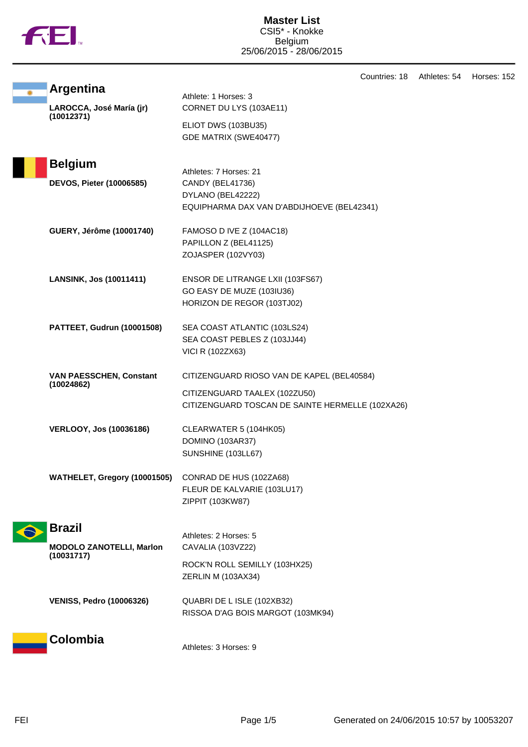# Master List

CSI5* - Knokke
Belgium
25/06/2015 - 28/06/2015

Countries: 18 Athletes: 54 Horses: 152

## Argentina

Athlete: 1 Horses: 3

**LAROCCA, José María (jr) (10012371)**
- CORNET DU LYS (103AE11)
- ELIOT DWS (103BU35)
- GDE MATRIX (SWE40477)

## Belgium

Athletes: 7 Horses: 21

**DEVOS, Pieter (10006585)**
- CANDY (BEL41736)
- DYLANO (BEL42222)
- EQUIPHARMA DAX VAN D'ABDIJHOEVE (BEL42341)

**GUERY, Jérôme (10001740)**
- FAMOSO D IVE Z (104AC18)
- PAPILLON Z (BEL41125)
- ZOJASPER (102VY03)

**LANSINK, Jos (10011411)**
- ENSOR DE LITRANGE LXII (103FS67)
- GO EASY DE MUZE (103IU36)
- HORIZON DE REGOR (103TJ02)

**PATTEET, Gudrun (10001508)**
- SEA COAST ATLANTIC (103LS24)
- SEA COAST PEBLES Z (103JJ44)
- VICI R (102ZX63)

**VAN PAESSCHEN, Constant (10024862)**
- CITIZENGUARD RIOSO VAN DE KAPEL (BEL40584)
- CITIZENGUARD TAALEX (102ZU50)
- CITIZENGUARD TOSCAN DE SAINTE HERMELLE (102XA26)

**VERLOOY, Jos (10036186)**
- CLEARWATER 5 (104HK05)
- DOMINO (103AR37)
- SUNSHINE (103LL67)

**WATHELET, Gregory (10001505)**
- CONRAD DE HUS (102ZA68)
- FLEUR DE KALVARIE (103LU17)
- ZIPPIT (103KW87)

## Brazil

Athletes: 2 Horses: 5

**MODOLO ZANOTELLI, Marlon (10031717)**
- CAVALIA (103VZ22)
- ROCK'N ROLL SEMILLY (103HX25)
- ZERLIN M (103AX34)

**VENISS, Pedro (10006326)**
- QUABRI DE L ISLE (102XB32)
- RISSOA D'AG BOIS MARGOT (103MK94)

## Colombia

Athletes: 3 Horses: 9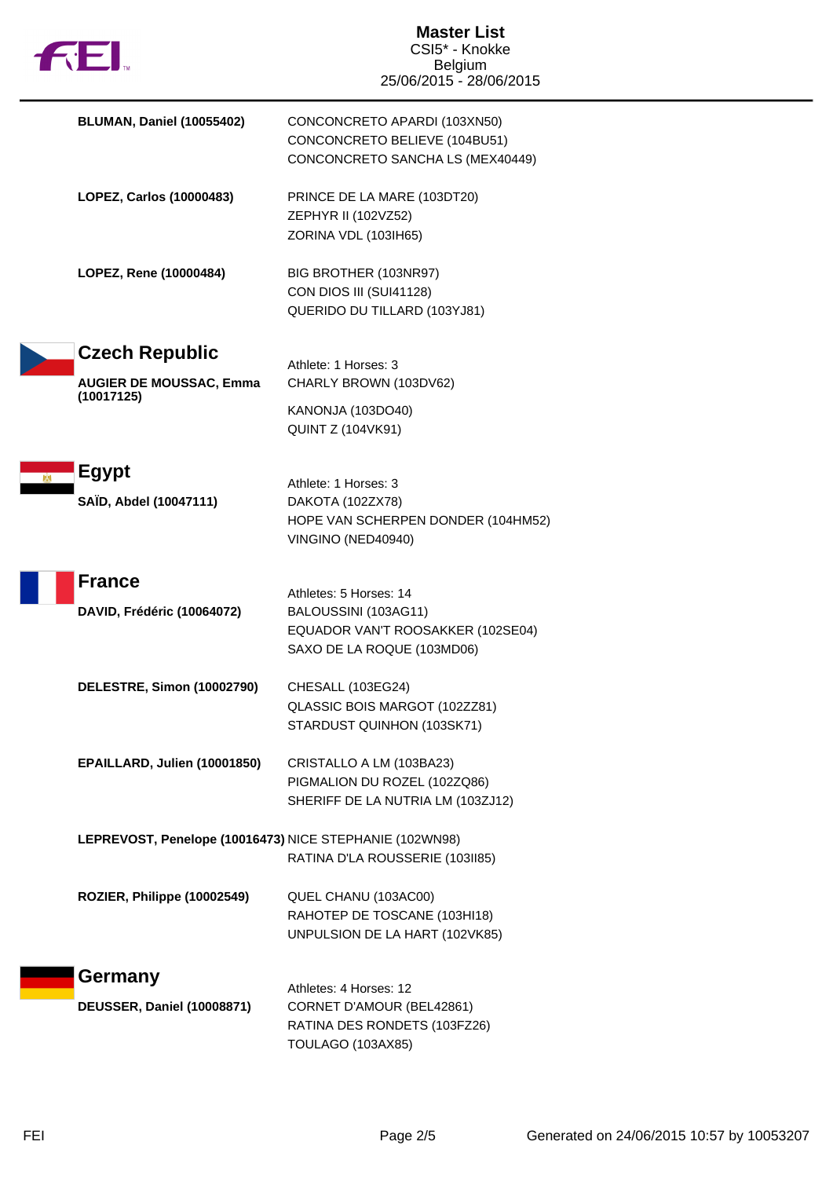# Master List
CSI5* - Knokke
Belgium
25/06/2015 - 28/06/2015

**BLUMAN, Daniel (10055402)**
- CONCONCRETO APARDI (103XN50)
- CONCONCRETO BELIEVE (104BU51)
- CONCONCRETO SANCHA LS (MEX40449)

**LOPEZ, Carlos (10000483)**
- PRINCE DE LA MARE (103DT20)
- ZEPHYR II (102VZ52)
- ZORINA VDL (103IH65)

**LOPEZ, Rene (10000484)**
- BIG BROTHER (103NR97)
- CON DIOS III (SUI41128)
- QUERIDO DU TILLARD (103YJ81)

## Czech Republic

Athlete: 1 Horses: 3

**AUGIER DE MOUSSAC, Emma (10017125)**
- CHARLY BROWN (103DV62)
- KANONJA (103DO40)
- QUINT Z (104VK91)

## Egypt

Athlete: 1 Horses: 3

**SAÏD, Abdel (10047111)**
- DAKOTA (102ZX78)
- HOPE VAN SCHERPEN DONDER (104HM52)
- VINGINO (NED40940)

## France

Athletes: 5 Horses: 14

**DAVID, Frédéric (10064072)**
- BALOUSSINI (103AG11)
- EQUADOR VAN'T ROOSAKKER (102SE04)
- SAXO DE LA ROQUE (103MD06)

**DELESTRE, Simon (10002790)**
- CHESALL (103EG24)
- QLASSIC BOIS MARGOT (102ZZ81)
- STARDUST QUINHON (103SK71)

**EPAILLARD, Julien (10001850)**
- CRISTALLO A LM (103BA23)
- PIGMALION DU ROZEL (102ZQ86)
- SHERIFF DE LA NUTRIA LM (103ZJ12)

**LEPREVOST, Penelope (10016473)**
- NICE STEPHANIE (102WN98)
- RATINA D'LA ROUSSERIE (103II85)

**ROZIER, Philippe (10002549)**
- QUEL CHANU (103AC00)
- RAHOTEP DE TOSCANE (103HI18)
- UNPULSION DE LA HART (102VK85)

## Germany

Athletes: 4 Horses: 12

**DEUSSER, Daniel (10008871)**
- CORNET D'AMOUR (BEL42861)
- RATINA DES RONDETS (103FZ26)
- TOULAGO (103AX85)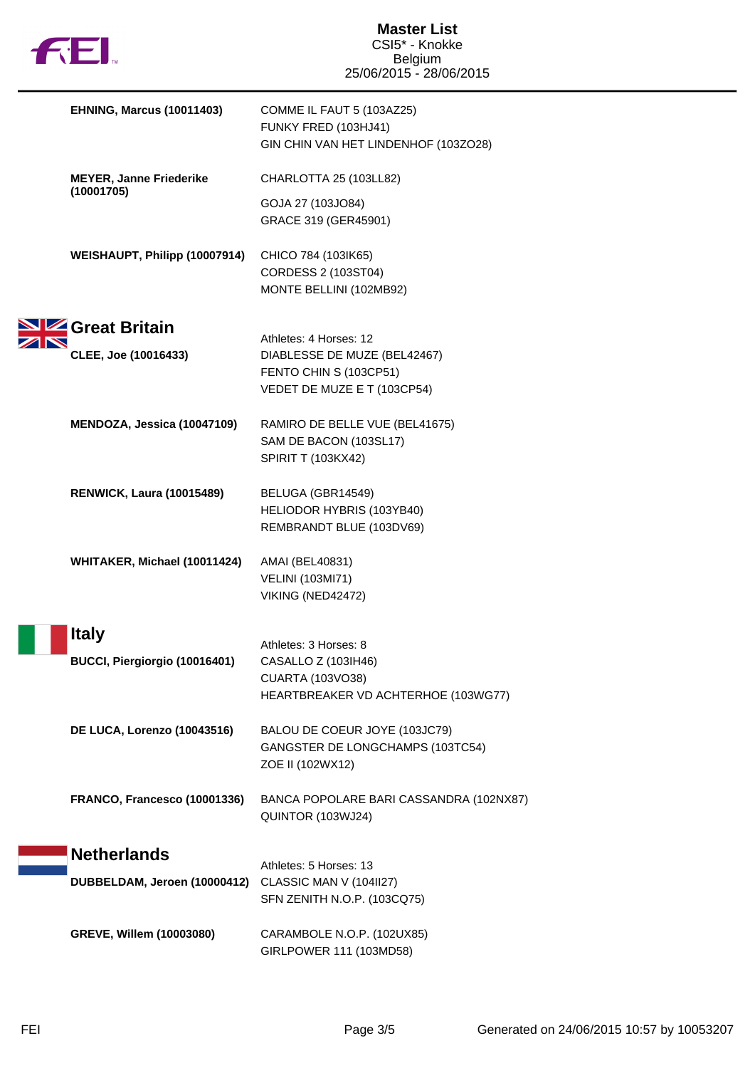| | |
|---|---|
| **EHNING, Marcus (10011403)** | COMME IL FAUT 5 (103AZ25)<br>FUNKY FRED (103HJ41)<br>GIN CHIN VAN HET LINDENHOF (103ZO28) |
| **MEYER, Janne Friederike (10001705)** | CHARLOTTA 25 (103LL82)<br>GOJA 27 (103JO84)<br>GRACE 319 (GER45901) |
| **WEISHAUPT, Philipp (10007914)** | CHICO 784 (103IK65)<br>CORDESS 2 (103ST04)<br>MONTE BELLINI (102MB92) |

## Great Britain

Athletes: 4 Horses: 12

| | |
|---|---|
| **CLEE, Joe (10016433)** | DIABLESSE DE MUZE (BEL42467)<br>FENTO CHIN S (103CP51)<br>VEDET DE MUZE E T (103CP54) |
| **MENDOZA, Jessica (10047109)** | RAMIRO DE BELLE VUE (BEL41675)<br>SAM DE BACON (103SL17)<br>SPIRIT T (103KX42) |
| **RENWICK, Laura (10015489)** | BELUGA (GBR14549)<br>HELIODOR HYBRIS (103YB40)<br>REMBRANDT BLUE (103DV69) |
| **WHITAKER, Michael (10011424)** | AMAI (BEL40831)<br>VELINI (103MI71)<br>VIKING (NED42472) |

## Italy

Athletes: 3 Horses: 8

| | |
|---|---|
| **BUCCI, Piergiorgio (10016401)** | CASALLO Z (103IH46)<br>CUARTA (103VO38)<br>HEARTBREAKER VD ACHTERHOE (103WG77) |
| **DE LUCA, Lorenzo (10043516)** | BALOU DE COEUR JOYE (103JC79)<br>GANGSTER DE LONGCHAMPS (103TC54)<br>ZOE II (102WX12) |
| **FRANCO, Francesco (10001336)** | BANCA POPOLARE BARI CASSANDRA (102NX87)<br>QUINTOR (103WJ24) |

## Netherlands

Athletes: 5 Horses: 13

| | |
|---|---|
| **DUBBELDAM, Jeroen (10000412)** | CLASSIC MAN V (104II27)<br>SFN ZENITH N.O.P. (103CQ75) |
| **GREVE, Willem (10003080)** | CARAMBOLE N.O.P. (102UX85)<br>GIRLPOWER 111 (103MD58) |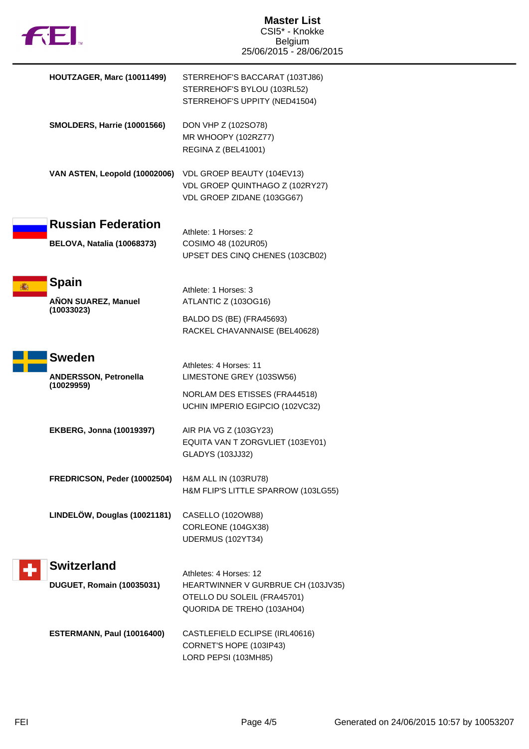# Master List
CSI5* - Knokke
Belgium
25/06/2015 - 28/06/2015

**HOUTZAGER, Marc (10011499)**
- STERREHOF'S BACCARAT (103TJ86)
- STERREHOF'S BYLOU (103RL52)
- STERREHOF'S UPPITY (NED41504)

**SMOLDERS, Harrie (10001566)**
- DON VHP Z (102SO78)
- MR WHOOPY (102RZ77)
- REGINA Z (BEL41001)

**VAN ASTEN, Leopold (10002006)**
- VDL GROEP BEAUTY (104EV13)
- VDL GROEP QUINTHAGO Z (102RY27)
- VDL GROEP ZIDANE (103GG67)

## Russian Federation

Athlete: 1 Horses: 2

**BELOVA, Natalia (10068373)**
- COSIMO 48 (102UR05)
- UPSET DES CINQ CHENES (103CB02)

## Spain

Athlete: 1 Horses: 3

**AÑON SUAREZ, Manuel (10033023)**
- ATLANTIC Z (103OG16)
- BALDO DS (BE) (FRA45693)
- RACKEL CHAVANNAISE (BEL40628)

## Sweden

Athletes: 4 Horses: 11

**ANDERSSON, Petronella (10029959)**
- LIMESTONE GREY (103SW56)
- NORLAM DES ETISSES (FRA44518)
- UCHIN IMPERIO EGIPCIO (102VC32)

**EKBERG, Jonna (10019397)**
- AIR PIA VG Z (103GY23)
- EQUITA VAN T ZORGVLIET (103EY01)
- GLADYS (103JJ32)

**FREDRICSON, Peder (10002504)**
- H&M ALL IN (103RU78)
- H&M FLIP'S LITTLE SPARROW (103LG55)

**LINDELÖW, Douglas (10021181)**
- CASELLO (102OW88)
- CORLEONE (104GX38)
- UDERMUS (102YT34)

## Switzerland

Athletes: 4 Horses: 12

**DUGUET, Romain (10035031)**
- HEARTWINNER V GURBRUE CH (103JV35)
- OTELLO DU SOLEIL (FRA45701)
- QUORIDA DE TREHO (103AH04)

**ESTERMANN, Paul (10016400)**
- CASTLEFIELD ECLIPSE (IRL40616)
- CORNET'S HOPE (103IP43)
- LORD PEPSI (103MH85)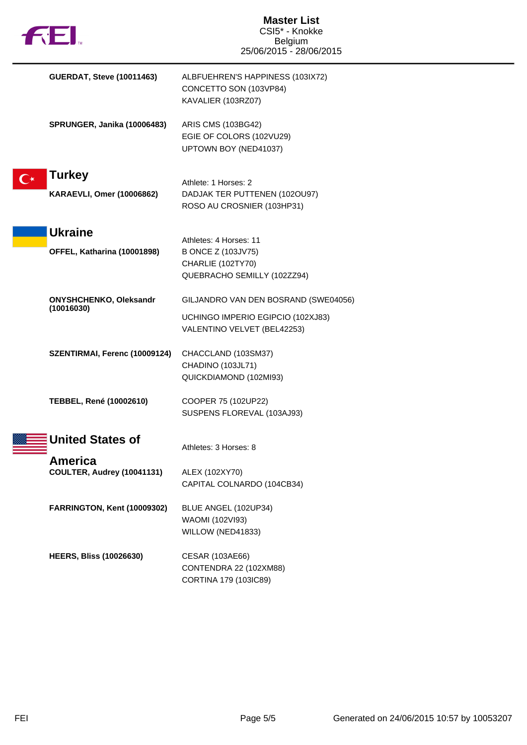**GUERDAT, Steve (10011463)**
ALBFUEHREN'S HAPPINESS (103IX72)
CONCETTO SON (103VP84)
KAVALIER (103RZ07)

**SPRUNGER, Janika (10006483)**
ARIS CMS (103BG42)
EGIE OF COLORS (102VU29)
UPTOWN BOY (NED41037)

## Turkey

Athlete: 1 Horses: 2

**KARAEVLI, Omer (10006862)**
DADJAK TER PUTTENEN (102OU97)
ROSO AU CROSNIER (103HP31)

## Ukraine

Athletes: 4 Horses: 11

**OFFEL, Katharina (10001898)**
B ONCE Z (103JV75)
CHARLIE (102TY70)
QUEBRACHO SEMILLY (102ZZ94)

**ONYSHCHENKO, Oleksandr (10016030)**
GILJANDRO VAN DEN BOSRAND (SWE04056)
UCHINGO IMPERIO EGIPCIO (102XJ83)
VALENTINO VELVET (BEL42253)

**SZENTIRMAI, Ferenc (10009124)**
CHACCLAND (103SM37)
CHADINO (103JL71)
QUICKDIAMOND (102MI93)

**TEBBEL, René (10002610)**
COOPER 75 (102UP22)
SUSPENS FLOREVAL (103AJ93)

## United States of America

Athletes: 3 Horses: 8

**COULTER, Audrey (10041131)**
ALEX (102XY70)
CAPITAL COLNARDO (104CB34)

**FARRINGTON, Kent (10009302)**
BLUE ANGEL (102UP34)
WAOMI (102VI93)
WILLOW (NED41833)

**HEERS, Bliss (10026630)**
CESAR (103AE66)
CONTENDRA 22 (102XM88)
CORTINA 179 (103IC89)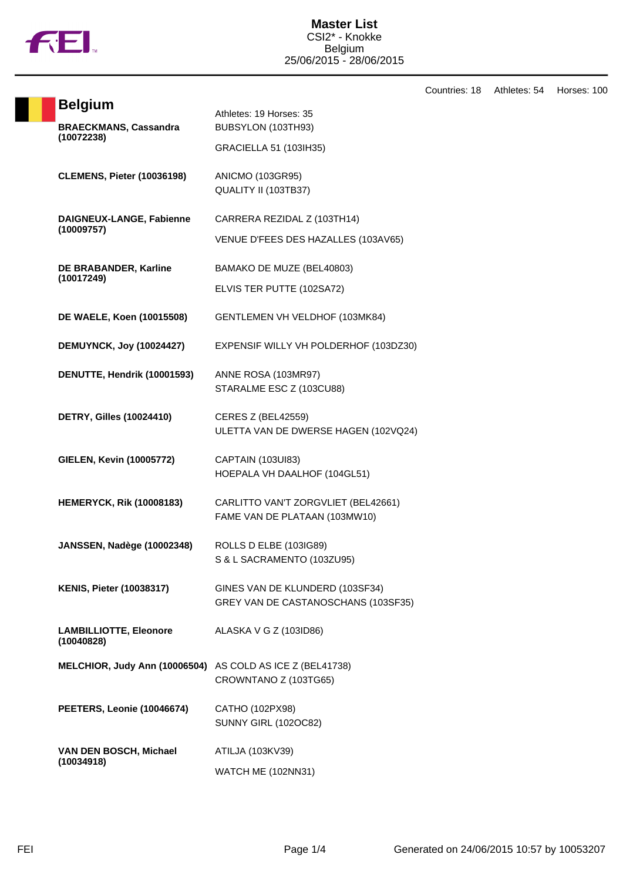# Master List

CSI2* - Knokke
Belgium
25/06/2015 - 28/06/2015

Countries: 18 Athletes: 54 Horses: 100

## Belgium

Athletes: 19 Horses: 35

| Athlete | Horses |
|---|---|
| **BRAECKMANS, Cassandra (10072238)** | BUBSYLON (103TH93)<br>GRACIELLA 51 (103IH35) |
| **CLEMENS, Pieter (10036198)** | ANICMO (103GR95)<br>QUALITY II (103TB37) |
| **DAIGNEUX-LANGE, Fabienne (10009757)** | CARRERA REZIDAL Z (103TH14)<br>VENUE D'FEES DES HAZALLES (103AV65) |
| **DE BRABANDER, Karline (10017249)** | BAMAKO DE MUZE (BEL40803)<br>ELVIS TER PUTTE (102SA72) |
| **DE WAELE, Koen (10015508)** | GENTLEMEN VH VELDHOF (103MK84) |
| **DEMUYNCK, Joy (10024427)** | EXPENSIF WILLY VH POLDERHOF (103DZ30) |
| **DENUTTE, Hendrik (10001593)** | ANNE ROSA (103MR97)<br>STARALME ESC Z (103CU88) |
| **DETRY, Gilles (10024410)** | CERES Z (BEL42559)<br>ULETTA VAN DE DWERSE HAGEN (102VQ24) |
| **GIELEN, Kevin (10005772)** | CAPTAIN (103UI83)<br>HOEPALA VH DAALHOF (104GL51) |
| **HEMERYCK, Rik (10008183)** | CARLITTO VAN'T ZORGVLIET (BEL42661)<br>FAME VAN DE PLATAAN (103MW10) |
| **JANSSEN, Nadège (10002348)** | ROLLS D ELBE (103IG89)<br>S & L SACRAMENTO (103ZU95) |
| **KENIS, Pieter (10038317)** | GINES VAN DE KLUNDERD (103SF34)<br>GREY VAN DE CASTANOSCHANS (103SF35) |
| **LAMBILLIOTTE, Eleonore (10040828)** | ALASKA V G Z (103ID86) |
| **MELCHIOR, Judy Ann (10006504)** | AS COLD AS ICE Z (BEL41738)<br>CROWNTANO Z (103TG65) |
| **PEETERS, Leonie (10046674)** | CATHO (102PX98)<br>SUNNY GIRL (102OC82) |
| **VAN DEN BOSCH, Michael (10034918)** | ATILJA (103KV39)<br>WATCH ME (102NN31) |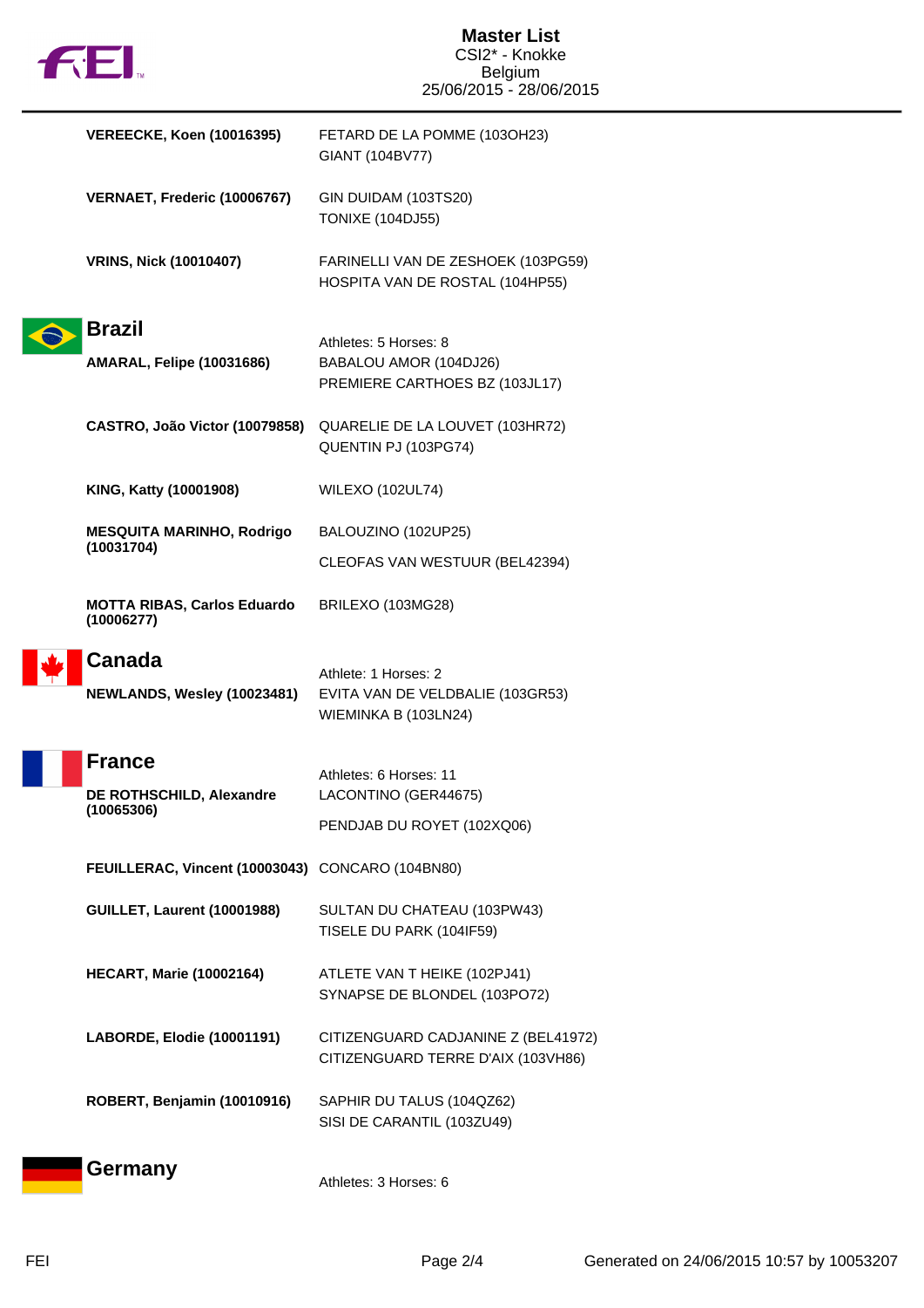# Master List

CSI2* - Knokke
Belgium
25/06/2015 - 28/06/2015

| Athlete | Horses |
| --- | --- |
| **VEREECKE, Koen (10016395)** | FETARD DE LA POMME (103OH23)<br>GIANT (104BV77) |
| **VERNAET, Frederic (10006767)** | GIN DUIDAM (103TS20)<br>TONIXE (104DJ55) |
| **VRINS, Nick (10010407)** | FARINELLI VAN DE ZESHOEK (103PG59)<br>HOSPITA VAN DE ROSTAL (104HP55) |

## Brazil

Athletes: 5 Horses: 8

| Athlete | Horses |
| --- | --- |
| **AMARAL, Felipe (10031686)** | BABALOU AMOR (104DJ26)<br>PREMIERE CARTHOES BZ (103JL17) |
| **CASTRO, João Victor (10079858)** | QUARELIE DE LA LOUVET (103HR72)<br>QUENTIN PJ (103PG74) |
| **KING, Katty (10001908)** | WILEXO (102UL74) |
| **MESQUITA MARINHO, Rodrigo (10031704)** | BALOUZINO (102UP25)<br>CLEOFAS VAN WESTUUR (BEL42394) |
| **MOTTA RIBAS, Carlos Eduardo (10006277)** | BRILEXO (103MG28) |

## Canada

Athlete: 1 Horses: 2

| Athlete | Horses |
| --- | --- |
| **NEWLANDS, Wesley (10023481)** | EVITA VAN DE VELDBALIE (103GR53)<br>WIEMINKA B (103LN24) |

## France

Athletes: 6 Horses: 11

| Athlete | Horses |
| --- | --- |
| **DE ROTHSCHILD, Alexandre (10065306)** | LACONTINO (GER44675)<br>PENDJAB DU ROYET (102XQ06) |
| **FEUILLERAC, Vincent (10003043)** | CONCARO (104BN80) |
| **GUILLET, Laurent (10001988)** | SULTAN DU CHATEAU (103PW43)<br>TISELE DU PARK (104IF59) |
| **HECART, Marie (10002164)** | ATLETE VAN T HEIKE (102PJ41)<br>SYNAPSE DE BLONDEL (103PO72) |
| **LABORDE, Elodie (10001191)** | CITIZENGUARD CADJANINE Z (BEL41972)<br>CITIZENGUARD TERRE D'AIX (103VH86) |
| **ROBERT, Benjamin (10010916)** | SAPHIR DU TALUS (104QZ62)<br>SISI DE CARANTIL (103ZU49) |

## Germany

Athletes: 3 Horses: 6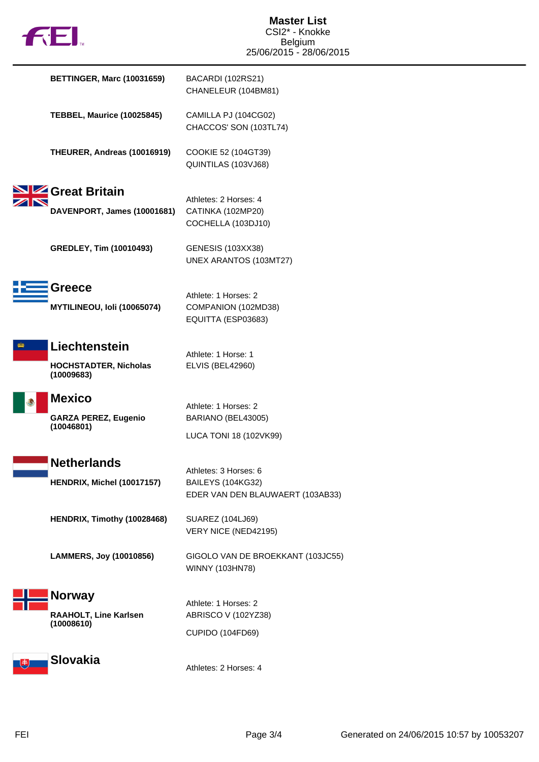# Master List

CSI2* - Knokke
Belgium
25/06/2015 - 28/06/2015

**BETTINGER, Marc (10031659)**
BACARDI (102RS21)
CHANELEUR (104BM81)

**TEBBEL, Maurice (10025845)**
CAMILLA PJ (104CG02)
CHACCOS' SON (103TL74)

**THEURER, Andreas (10016919)**
COOKIE 52 (104GT39)
QUINTILAS (103VJ68)

## Great Britain

Athletes: 2 Horses: 4

**DAVENPORT, James (10001681)**
CATINKA (102MP20)
COCHELLA (103DJ10)

**GREDLEY, Tim (10010493)**
GENESIS (103XX38)
UNEX ARANTOS (103MT27)

## Greece

Athlete: 1 Horses: 2

**MYTILINEOU, Ioli (10065074)**
COMPANION (102MD38)
EQUITTA (ESP03683)

## Liechtenstein

Athlete: 1 Horse: 1

**HOCHSTADTER, Nicholas (10009683)**
ELVIS (BEL42960)

## Mexico

Athlete: 1 Horses: 2

**GARZA PEREZ, Eugenio (10046801)**
BARIANO (BEL43005)
LUCA TONI 18 (102VK99)

## Netherlands

Athletes: 3 Horses: 6

**HENDRIX, Michel (10017157)**
BAILEYS (104KG32)
EDER VAN DEN BLAUWAERT (103AB33)

**HENDRIX, Timothy (10028468)**
SUAREZ (104LJ69)
VERY NICE (NED42195)

**LAMMERS, Joy (10010856)**
GIGOLO VAN DE BROEKKANT (103JC55)
WINNY (103HN78)

## Norway

Athlete: 1 Horses: 2

**RAAHOLT, Line Karlsen (10008610)**
ABRISCO V (102YZ38)
CUPIDO (104FD69)

## Slovakia

Athletes: 2 Horses: 4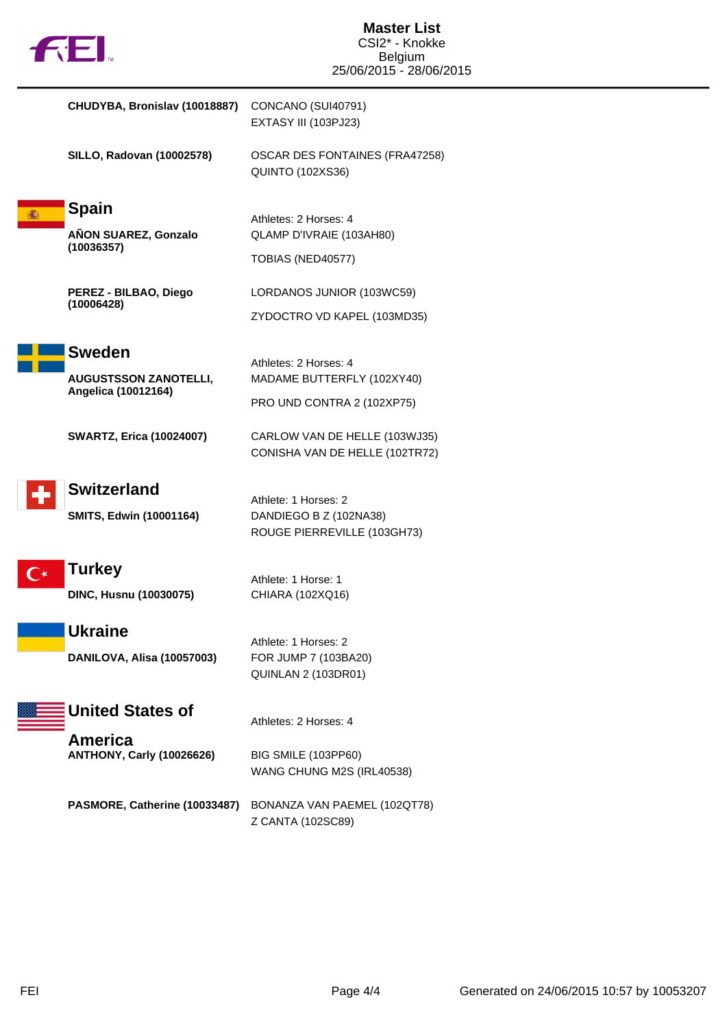| | |
|---|---|
| **CHUDYBA, Bronislav (10018887)** | CONCANO (SUI40791)<br>EXTASY III (103PJ23) |
| **SILLO, Radovan (10002578)** | OSCAR DES FONTAINES (FRA47258)<br>QUINTO (102XS36) |

## Spain

Athletes: 2 Horses: 4

| | |
|---|---|
| **AÑON SUAREZ, Gonzalo (10036357)** | QLAMP D'IVRAIE (103AH80)<br>TOBIAS (NED40577) |
| **PEREZ - BILBAO, Diego (10006428)** | LORDANOS JUNIOR (103WC59)<br>ZYDOCTRO VD KAPEL (103MD35) |

## Sweden

Athletes: 2 Horses: 4

| | |
|---|---|
| **AUGUSTSSON ZANOTELLI, Angelica (10012164)** | MADAME BUTTERFLY (102XY40)<br>PRO UND CONTRA 2 (102XP75) |
| **SWARTZ, Erica (10024007)** | CARLOW VAN DE HELLE (103WJ35)<br>CONISHA VAN DE HELLE (102TR72) |

## Switzerland

Athlete: 1 Horses: 2

| | |
|---|---|
| **SMITS, Edwin (10001164)** | DANDIEGO B Z (102NA38)<br>ROUGE PIERREVILLE (103GH73) |

## Turkey

Athlete: 1 Horse: 1

| | |
|---|---|
| **DINC, Husnu (10030075)** | CHIARA (102XQ16) |

## Ukraine

Athlete: 1 Horses: 2

| | |
|---|---|
| **DANILOVA, Alisa (10057003)** | FOR JUMP 7 (103BA20)<br>QUINLAN 2 (103DR01) |

## United States of America

Athletes: 2 Horses: 4

| | |
|---|---|
| **ANTHONY, Carly (10026626)** | BIG SMILE (103PP60)<br>WANG CHUNG M2S (IRL40538) |
| **PASMORE, Catherine (10033487)** | BONANZA VAN PAEMEL (102QT78)<br>Z CANTA (102SC89) |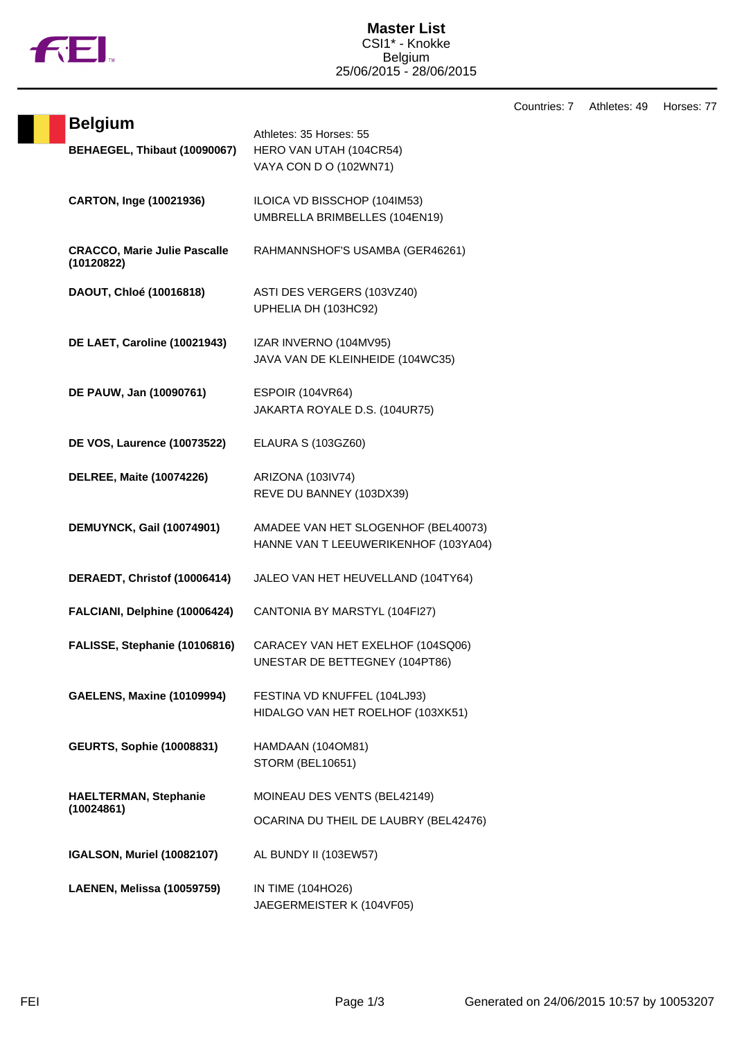# Master List

CSI1* - Knokke
Belgium
25/06/2015 - 28/06/2015

Countries: 7 Athletes: 49 Horses: 77

## Belgium

Athletes: 35 Horses: 55

| Athlete | Horses |
|---|---|
| **BEHAEGEL, Thibaut (10090067)** | HERO VAN UTAH (104CR54)<br>VAYA CON D O (102WN71) |
| **CARTON, Inge (10021936)** | ILOICA VD BISSCHOP (104IM53)<br>UMBRELLA BRIMBELLES (104EN19) |
| **CRACCO, Marie Julie Pascalle (10120822)** | RAHMANNSHOF'S USAMBA (GER46261) |
| **DAOUT, Chloé (10016818)** | ASTI DES VERGERS (103VZ40)<br>UPHELIA DH (103HC92) |
| **DE LAET, Caroline (10021943)** | IZAR INVERNO (104MV95)<br>JAVA VAN DE KLEINHEIDE (104WC35) |
| **DE PAUW, Jan (10090761)** | ESPOIR (104VR64)<br>JAKARTA ROYALE D.S. (104UR75) |
| **DE VOS, Laurence (10073522)** | ELAURA S (103GZ60) |
| **DELREE, Maite (10074226)** | ARIZONA (103IV74)<br>REVE DU BANNEY (103DX39) |
| **DEMUYNCK, Gail (10074901)** | AMADEE VAN HET SLOGENHOF (BEL40073)<br>HANNE VAN T LEEUWERIKENHOF (103YA04) |
| **DERAEDT, Christof (10006414)** | JALEO VAN HET HEUVELLAND (104TY64) |
| **FALCIANI, Delphine (10006424)** | CANTONIA BY MARSTYL (104FI27) |
| **FALISSE, Stephanie (10106816)** | CARACEY VAN HET EXELHOF (104SQ06)<br>UNESTAR DE BETTEGNEY (104PT86) |
| **GAELENS, Maxine (10109994)** | FESTINA VD KNUFFEL (104LJ93)<br>HIDALGO VAN HET ROELHOF (103XK51) |
| **GEURTS, Sophie (10008831)** | HAMDAAN (104OM81)<br>STORM (BEL10651) |
| **HAELTERMAN, Stephanie (10024861)** | MOINEAU DES VENTS (BEL42149)<br>OCARINA DU THEIL DE LAUBRY (BEL42476) |
| **IGALSON, Muriel (10082107)** | AL BUNDY II (103EW57) |
| **LAENEN, Melissa (10059759)** | IN TIME (104HO26)<br>JAEGERMEISTER K (104VF05) |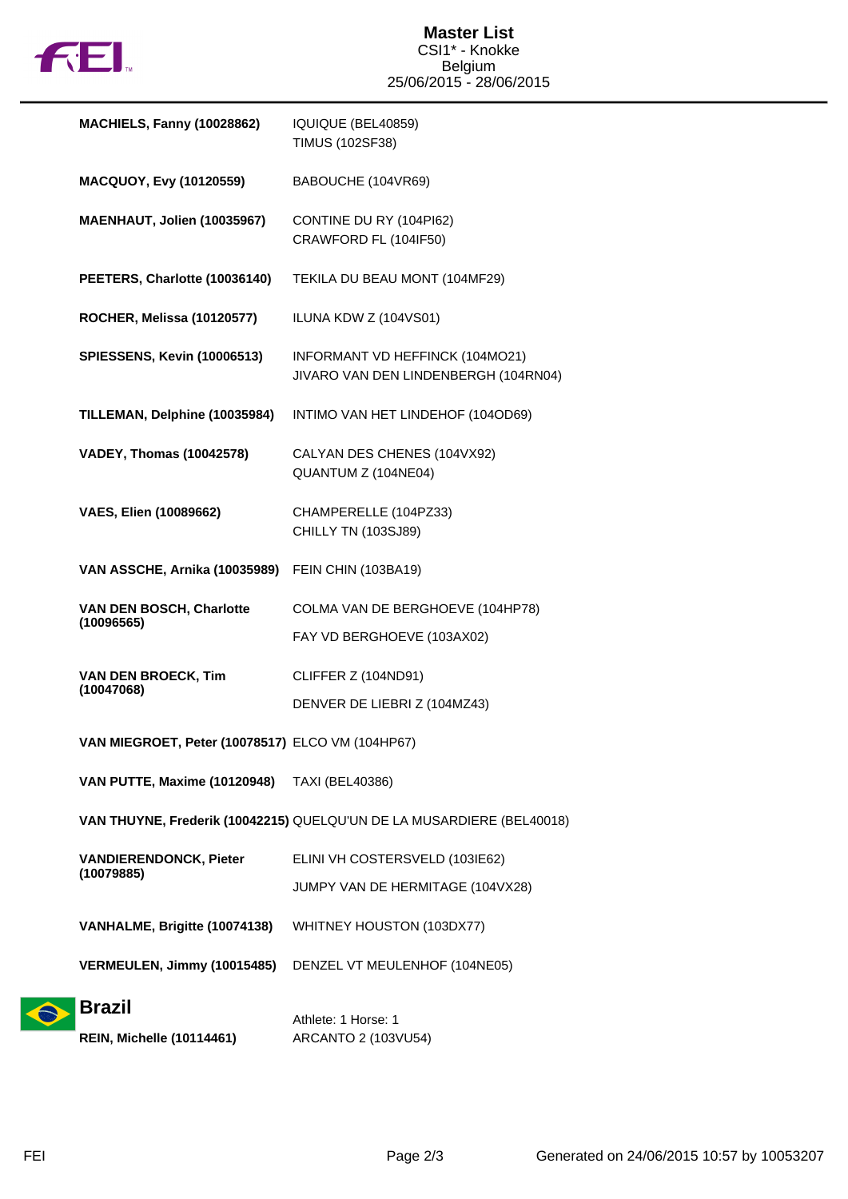# Master List

CSI1* - Knokke
Belgium
25/06/2015 - 28/06/2015

| Athlete | Horse |
|---|---|
| **MACHIELS, Fanny (10028862)** | IQUIQUE (BEL40859)<br>TIMUS (102SF38) |
| **MACQUOY, Evy (10120559)** | BABOUCHE (104VR69) |
| **MAENHAUT, Jolien (10035967)** | CONTINE DU RY (104PI62)<br>CRAWFORD FL (104IF50) |
| **PEETERS, Charlotte (10036140)** | TEKILA DU BEAU MONT (104MF29) |
| **ROCHER, Melissa (10120577)** | ILUNA KDW Z (104VS01) |
| **SPIESSENS, Kevin (10006513)** | INFORMANT VD HEFFINCK (104MO21)<br>JIVARO VAN DEN LINDENBERGH (104RN04) |
| **TILLEMAN, Delphine (10035984)** | INTIMO VAN HET LINDEHOF (104OD69) |
| **VADEY, Thomas (10042578)** | CALYAN DES CHENES (104VX92)<br>QUANTUM Z (104NE04) |
| **VAES, Elien (10089662)** | CHAMPERELLE (104PZ33)<br>CHILLY TN (103SJ89) |
| **VAN ASSCHE, Arnika (10035989)** | FEIN CHIN (103BA19) |
| **VAN DEN BOSCH, Charlotte (10096565)** | COLMA VAN DE BERGHOEVE (104HP78)<br>FAY VD BERGHOEVE (103AX02) |
| **VAN DEN BROECK, Tim (10047068)** | CLIFFER Z (104ND91)<br>DENVER DE LIEBRI Z (104MZ43) |
| **VAN MIEGROET, Peter (10078517)** | ELCO VM (104HP67) |
| **VAN PUTTE, Maxime (10120948)** | TAXI (BEL40386) |
| **VAN THUYNE, Frederik (10042215)** | QUELQU'UN DE LA MUSARDIERE (BEL40018) |
| **VANDIERENDONCK, Pieter (10079885)** | ELINI VH COSTERSVELD (103IE62)<br>JUMPY VAN DE HERMITAGE (104VX28) |
| **VANHALME, Brigitte (10074138)** | WHITNEY HOUSTON (103DX77) |
| **VERMEULEN, Jimmy (10015485)** | DENZEL VT MEULENHOF (104NE05) |

## Brazil

Athlete: 1 Horse: 1

| Athlete | Horse |
|---|---|
| **REIN, Michelle (10114461)** | ARCANTO 2 (103VU54) |

Generated on 24/06/2015 10:57 by 10053207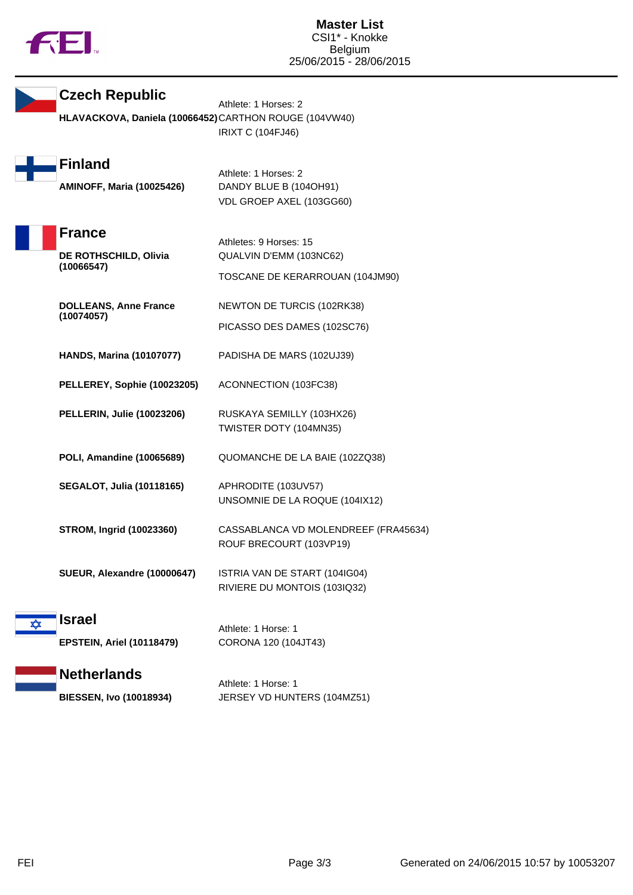# Master List

CSI1* - Knokke
Belgium
25/06/2015 - 28/06/2015

## Czech Republic

Athlete: 1 Horses: 2

**HLAVACKOVA, Daniela (10066452)**
- CARTHON ROUGE (104VW40)
- IRIXT C (104FJ46)

## Finland

Athlete: 1 Horses: 2

**AMINOFF, Maria (10025426)**
- DANDY BLUE B (104OH91)
- VDL GROEP AXEL (103GG60)

## France

Athletes: 9 Horses: 15

**DE ROTHSCHILD, Olivia (10066547)**
- QUALVIN D'EMM (103NC62)
- TOSCANE DE KERARROUAN (104JM90)

**DOLLEANS, Anne France (10074057)**
- NEWTON DE TURCIS (102RK38)
- PICASSO DES DAMES (102SC76)

**HANDS, Marina (10107077)**
- PADISHA DE MARS (102UJ39)

**PELLEREY, Sophie (10023205)**
- ACONNECTION (103FC38)

**PELLERIN, Julie (10023206)**
- RUSKAYA SEMILLY (103HX26)
- TWISTER DOTY (104MN35)

**POLI, Amandine (10065689)**
- QUOMANCHE DE LA BAIE (102ZQ38)

**SEGALOT, Julia (10118165)**
- APHRODITE (103UV57)
- UNSOMNIE DE LA ROQUE (104IX12)

**STROM, Ingrid (10023360)**
- CASSABLANCA VD MOLENDREEF (FRA45634)
- ROUF BRECOURT (103VP19)

**SUEUR, Alexandre (10000647)**
- ISTRIA VAN DE START (104IG04)
- RIVIERE DU MONTOIS (103IQ32)

## Israel

Athlete: 1 Horse: 1

**EPSTEIN, Ariel (10118479)**
- CORONA 120 (104JT43)

## Netherlands

Athlete: 1 Horse: 1

**BIESSEN, Ivo (10018934)**
- JERSEY VD HUNTERS (104MZ51)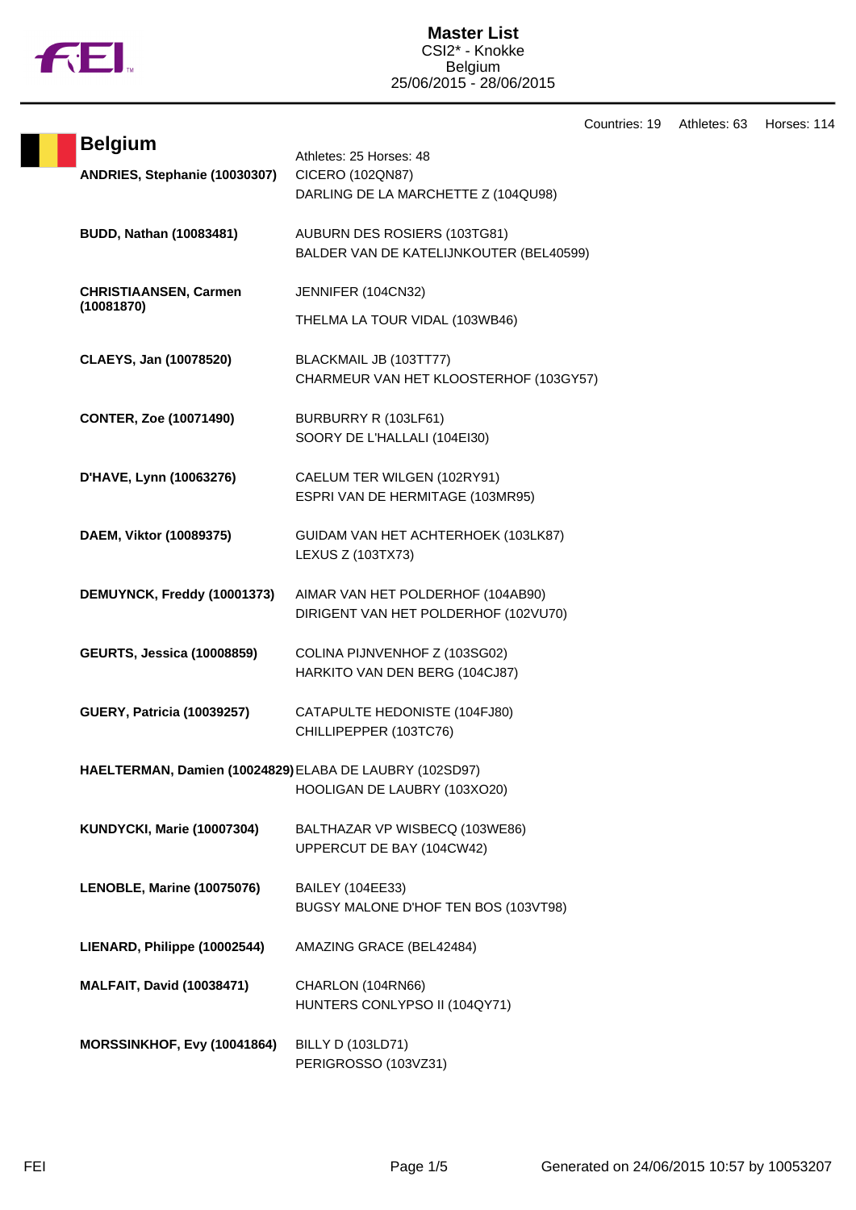# Master List

CSI2* - Knokke
Belgium
25/06/2015 - 28/06/2015

Countries: 19 Athletes: 63 Horses: 114

## Belgium

Athletes: 25 Horses: 48

| Athlete | Horses |
|---|---|
| **ANDRIES, Stephanie (10030307)** | CICERO (102QN87)<br>DARLING DE LA MARCHETTE Z (104QU98) |
| **BUDD, Nathan (10083481)** | AUBURN DES ROSIERS (103TG81)<br>BALDER VAN DE KATELIJNKOUTER (BEL40599) |
| **CHRISTIAANSEN, Carmen (10081870)** | JENNIFER (104CN32)<br>THELMA LA TOUR VIDAL (103WB46) |
| **CLAEYS, Jan (10078520)** | BLACKMAIL JB (103TT77)<br>CHARMEUR VAN HET KLOOSTERHOF (103GY57) |
| **CONTER, Zoe (10071490)** | BURBURRY R (103LF61)<br>SOORY DE L'HALLALI (104EI30) |
| **D'HAVE, Lynn (10063276)** | CAELUM TER WILGEN (102RY91)<br>ESPRI VAN DE HERMITAGE (103MR95) |
| **DAEM, Viktor (10089375)** | GUIDAM VAN HET ACHTERHOEK (103LK87)<br>LEXUS Z (103TX73) |
| **DEMUYNCK, Freddy (10001373)** | AIMAR VAN HET POLDERHOF (104AB90)<br>DIRIGENT VAN HET POLDERHOF (102VU70) |
| **GEURTS, Jessica (10008859)** | COLINA PIJNVENHOF Z (103SG02)<br>HARKITO VAN DEN BERG (104CJ87) |
| **GUERY, Patricia (10039257)** | CATAPULTE HEDONISTE (104FJ80)<br>CHILLIPEPPER (103TC76) |
| **HAELTERMAN, Damien (10024829)** | ELABA DE LAUBRY (102SD97)<br>HOOLIGAN DE LAUBRY (103XO20) |
| **KUNDYCKI, Marie (10007304)** | BALTHAZAR VP WISBECQ (103WE86)<br>UPPERCUT DE BAY (104CW42) |
| **LENOBLE, Marine (10075076)** | BAILEY (104EE33)<br>BUGSY MALONE D'HOF TEN BOS (103VT98) |
| **LIENARD, Philippe (10002544)** | AMAZING GRACE (BEL42484) |
| **MALFAIT, David (10038471)** | CHARLON (104RN66)<br>HUNTERS CONLYPSO II (104QY71) |
| **MORSSINKHOF, Evy (10041864)** | BILLY D (103LD71)<br>PERIGROSSO (103VZ31) |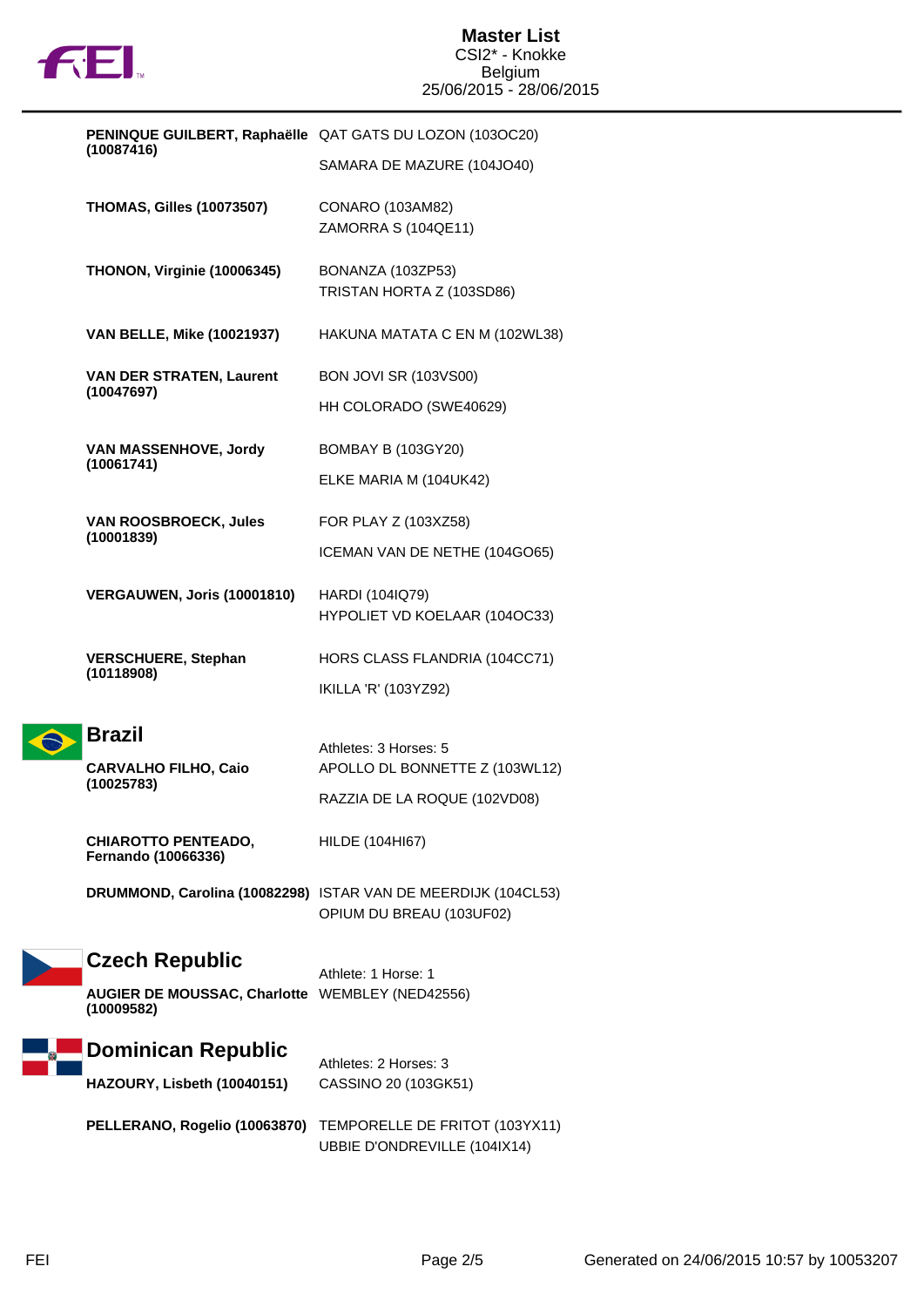# Master List

CSI2* - Knokke
Belgium
25/06/2015 - 28/06/2015

| Athlete | Horses |
|---|---|
| **PENINQUE GUILBERT, Raphaëlle (10087416)** | QAT GATS DU LOZON (103OC20) |
| | SAMARA DE MAZURE (104JO40) |
| **THOMAS, Gilles (10073507)** | CONARO (103AM82) |
| | ZAMORRA S (104QE11) |
| **THONON, Virginie (10006345)** | BONANZA (103ZP53) |
| | TRISTAN HORTA Z (103SD86) |
| **VAN BELLE, Mike (10021937)** | HAKUNA MATATA C EN M (102WL38) |
| **VAN DER STRATEN, Laurent (10047697)** | BON JOVI SR (103VS00) |
| | HH COLORADO (SWE40629) |
| **VAN MASSENHOVE, Jordy (10061741)** | BOMBAY B (103GY20) |
| | ELKE MARIA M (104UK42) |
| **VAN ROOSBROECK, Jules (10001839)** | FOR PLAY Z (103XZ58) |
| | ICEMAN VAN DE NETHE (104GO65) |
| **VERGAUWEN, Joris (10001810)** | HARDI (104IQ79) |
| | HYPOLIET VD KOELAAR (104OC33) |
| **VERSCHUERE, Stephan (10118908)** | HORS CLASS FLANDRIA (104CC71) |
| | IKILLA 'R' (103YZ92) |

## Brazil

Athletes: 3 Horses: 5

| Athlete | Horses |
|---|---|
| **CARVALHO FILHO, Caio (10025783)** | APOLLO DL BONNETTE Z (103WL12) |
| | RAZZIA DE LA ROQUE (102VD08) |
| **CHIAROTTO PENTEADO, Fernando (10066336)** | HILDE (104HI67) |
| **DRUMMOND, Carolina (10082298)** | ISTAR VAN DE MEERDIJK (104CL53) |
| | OPIUM DU BREAU (103UF02) |

## Czech Republic

Athlete: 1 Horse: 1

| Athlete | Horses |
|---|---|
| **AUGIER DE MOUSSAC, Charlotte (10009582)** | WEMBLEY (NED42556) |

## Dominican Republic

Athletes: 2 Horses: 3

| Athlete | Horses |
|---|---|
| **HAZOURY, Lisbeth (10040151)** | CASSINO 20 (103GK51) |
| **PELLERANO, Rogelio (10063870)** | TEMPORELLE DE FRITOT (103YX11) |
| | UBBIE D'ONDREVILLE (104IX14) |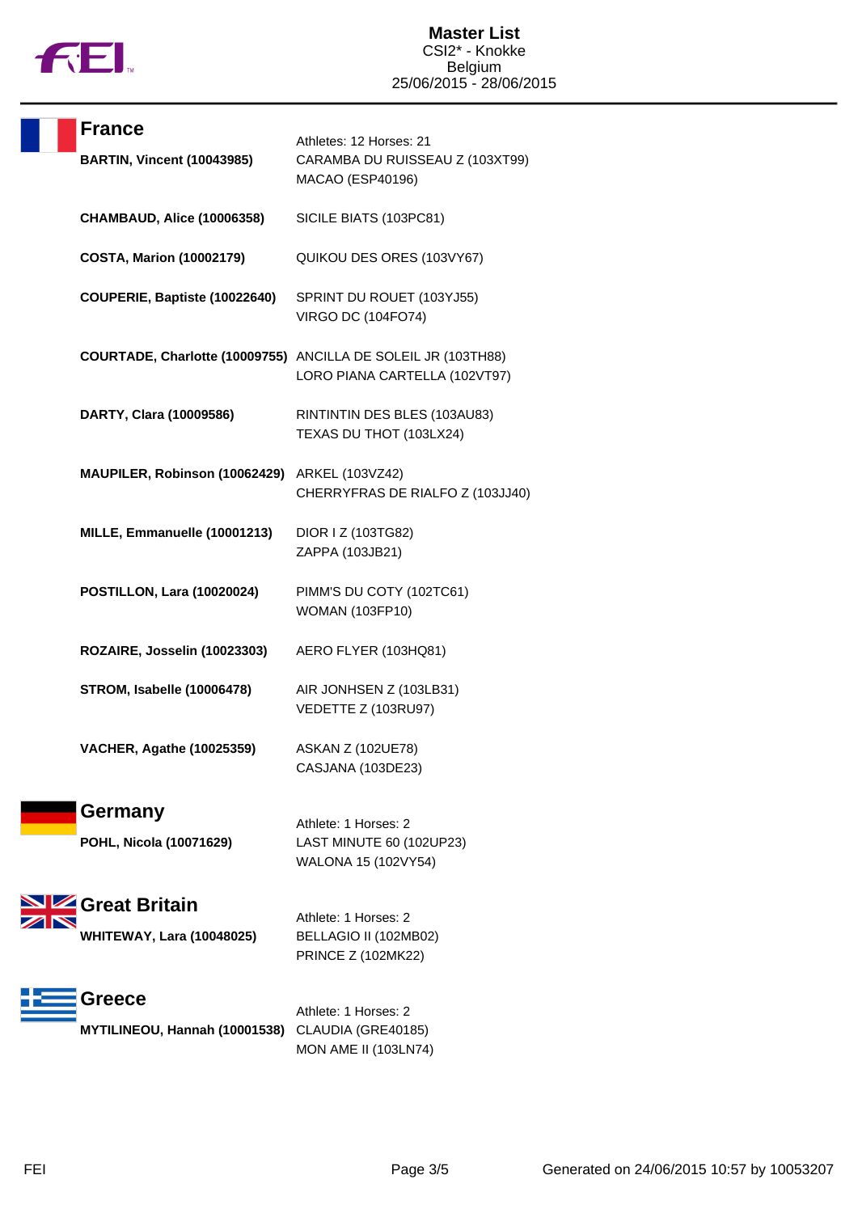# Master List

CSI2* - Knokke
Belgium
25/06/2015 - 28/06/2015

## France

Athletes: 12 Horses: 21

| Athlete | Horses |
|---|---|
| **BARTIN, Vincent (10043985)** | CARAMBA DU RUISSEAU Z (103XT99)<br>MACAO (ESP40196) |
| **CHAMBAUD, Alice (10006358)** | SICILE BIATS (103PC81) |
| **COSTA, Marion (10002179)** | QUIKOU DES ORES (103VY67) |
| **COUPERIE, Baptiste (10022640)** | SPRINT DU ROUET (103YJ55)<br>VIRGO DC (104FO74) |
| **COURTADE, Charlotte (10009755)** | ANCILLA DE SOLEIL JR (103TH88)<br>LORO PIANA CARTELLA (102VT97) |
| **DARTY, Clara (10009586)** | RINTINTIN DES BLES (103AU83)<br>TEXAS DU THOT (103LX24) |
| **MAUPILER, Robinson (10062429)** | ARKEL (103VZ42)<br>CHERRYFRAS DE RIALFO Z (103JJ40) |
| **MILLE, Emmanuelle (10001213)** | DIOR I Z (103TG82)<br>ZAPPA (103JB21) |
| **POSTILLON, Lara (10020024)** | PIMM'S DU COTY (102TC61)<br>WOMAN (103FP10) |
| **ROZAIRE, Josselin (10023303)** | AERO FLYER (103HQ81) |
| **STROM, Isabelle (10006478)** | AIR JONHSEN Z (103LB31)<br>VEDETTE Z (103RU97) |
| **VACHER, Agathe (10025359)** | ASKAN Z (102UE78)<br>CASJANA (103DE23) |

## Germany

Athlete: 1 Horses: 2

| Athlete | Horses |
|---|---|
| **POHL, Nicola (10071629)** | LAST MINUTE 60 (102UP23)<br>WALONA 15 (102VY54) |

## Great Britain

Athlete: 1 Horses: 2

| Athlete | Horses |
|---|---|
| **WHITEWAY, Lara (10048025)** | BELLAGIO II (102MB02)<br>PRINCE Z (102MK22) |

## Greece

Athlete: 1 Horses: 2

| Athlete | Horses |
|---|---|
| **MYTILINEOU, Hannah (10001538)** | CLAUDIA (GRE40185)<br>MON AME II (103LN74) |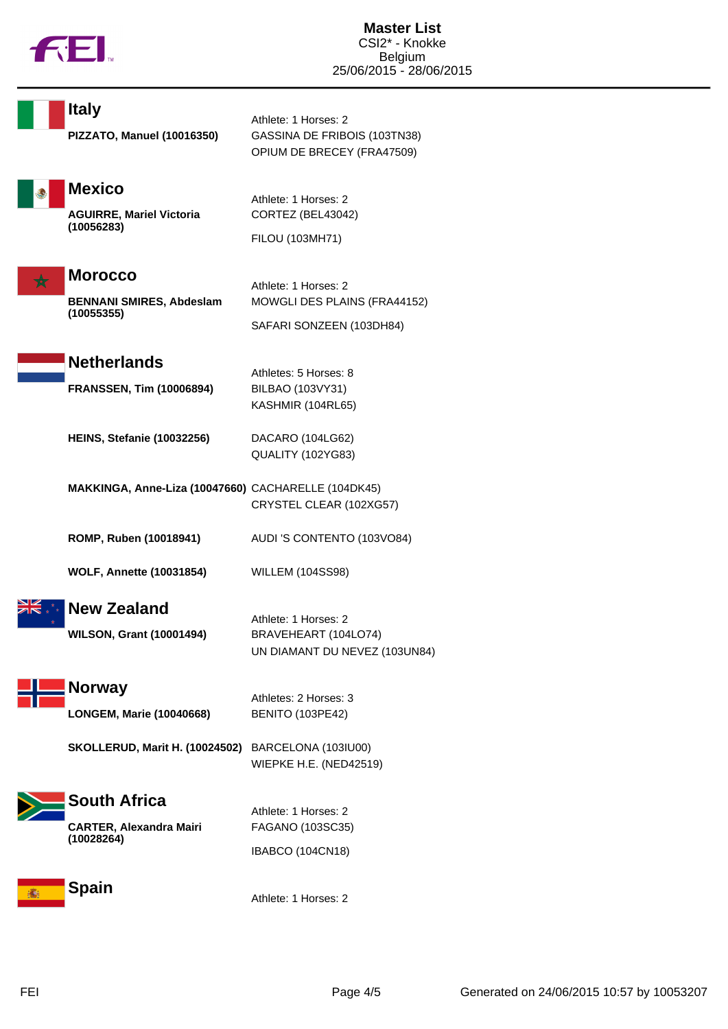# Master List

CSI2* - Knokke
Belgium
25/06/2015 - 28/06/2015

## Italy

Athlete: 1 Horses: 2

| Athlete | Horses |
|---|---|
| **PIZZATO, Manuel (10016350)** | GASSINA DE FRIBOIS (103TN38)<br>OPIUM DE BRECEY (FRA47509) |

## Mexico

Athlete: 1 Horses: 2

| Athlete | Horses |
|---|---|
| **AGUIRRE, Mariel Victoria (10056283)** | CORTEZ (BEL43042)<br>FILOU (103MH71) |

## Morocco

Athlete: 1 Horses: 2

| Athlete | Horses |
|---|---|
| **BENNANI SMIRES, Abdeslam (10055355)** | MOWGLI DES PLAINS (FRA44152)<br>SAFARI SONZEEN (103DH84) |

## Netherlands

Athletes: 5 Horses: 8

| Athlete | Horses |
|---|---|
| **FRANSSEN, Tim (10006894)** | BILBAO (103VY31)<br>KASHMIR (104RL65) |
| **HEINS, Stefanie (10032256)** | DACARO (104LG62)<br>QUALITY (102YG83) |
| **MAKKINGA, Anne-Liza (10047660)** | CACHARELLE (104DK45)<br>CRYSTEL CLEAR (102XG57) |
| **ROMP, Ruben (10018941)** | AUDI 'S CONTENTO (103VO84) |
| **WOLF, Annette (10031854)** | WILLEM (104SS98) |

## New Zealand

Athlete: 1 Horses: 2

| Athlete | Horses |
|---|---|
| **WILSON, Grant (10001494)** | BRAVEHEART (104LO74)<br>UN DIAMANT DU NEVEZ (103UN84) |

## Norway

Athletes: 2 Horses: 3

| Athlete | Horses |
|---|---|
| **LONGEM, Marie (10040668)** | BENITO (103PE42) |
| **SKOLLERUD, Marit H. (10024502)** | BARCELONA (103IU00)<br>WIEPKE H.E. (NED42519) |

## South Africa

Athlete: 1 Horses: 2

| Athlete | Horses |
|---|---|
| **CARTER, Alexandra Mairi (10028264)** | FAGANO (103SC35)<br>IBABCO (104CN18) |

## Spain

Athlete: 1 Horses: 2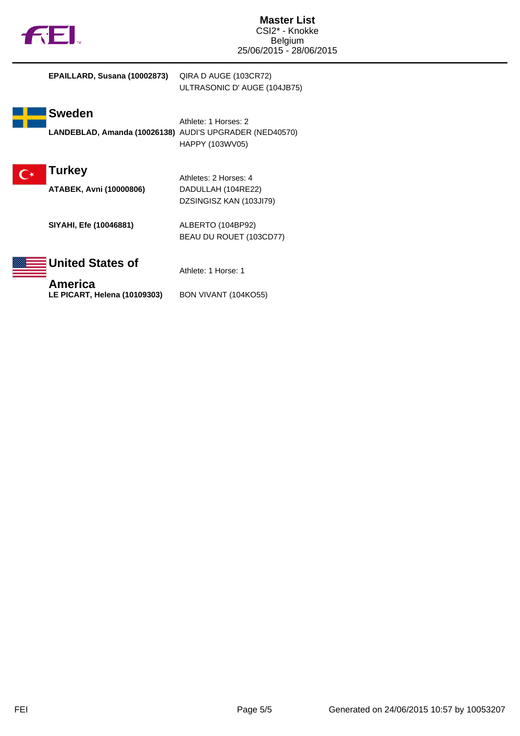# Master List
CSI2* - Knokke
Belgium
25/06/2015 - 28/06/2015

**EPAILLARD, Susana (10002873)**
QIRA D AUGE (103CR72)
ULTRASONIC D' AUGE (104JB75)

## Sweden

Athlete: 1 Horses: 2

**LANDEBLAD, Amanda (10026138)**
AUDI'S UPGRADER (NED40570)
HAPPY (103WV05)

## Turkey

Athletes: 2 Horses: 4

**ATABEK, Avni (10000806)**
DADULLAH (104RE22)
DZSINGISZ KAN (103JI79)

**SIYAHI, Efe (10046881)**
ALBERTO (104BP92)
BEAU DU ROUET (103CD77)

## United States of America

Athlete: 1 Horse: 1

**LE PICART, Helena (10109303)**
BON VIVANT (104KO55)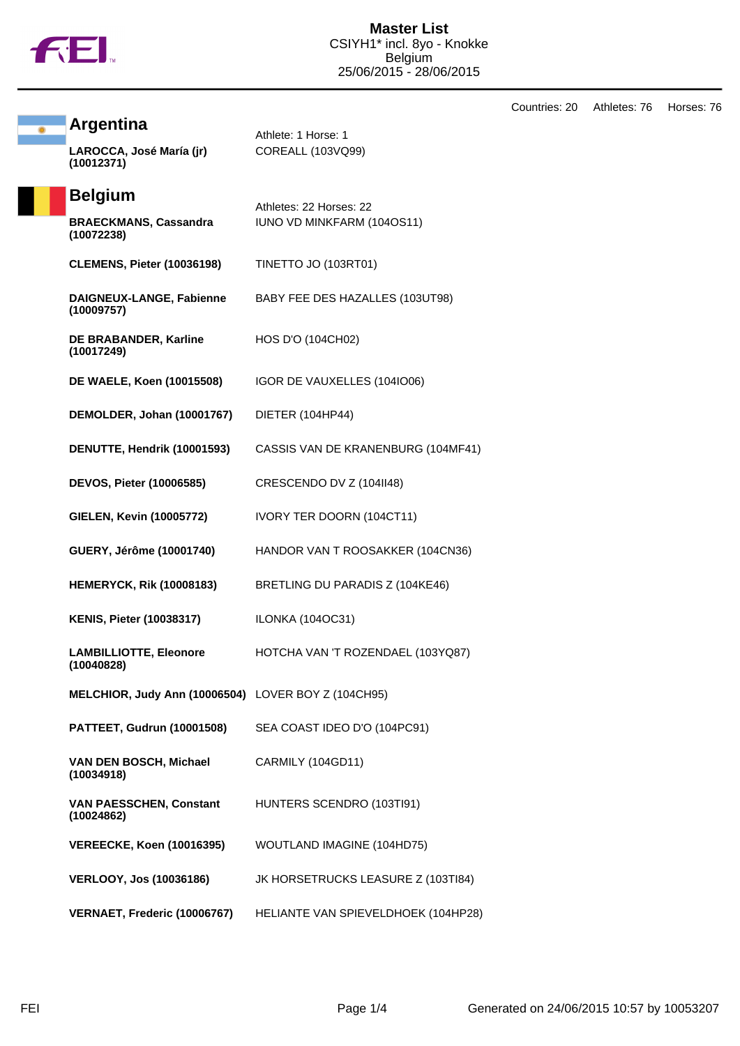# Master List

CSIYH1* incl. 8yo - Knokke
Belgium
25/06/2015 - 28/06/2015

Countries: 20 Athletes: 76 Horses: 76

## Argentina

Athlete: 1 Horse: 1

| Athlete | Horse |
|---|---|
| **LAROCCA, José María (jr) (10012371)** | COREALL (103VQ99) |

## Belgium

Athletes: 22 Horses: 22

| Athlete | Horse |
|---|---|
| **BRAECKMANS, Cassandra (10072238)** | IUNO VD MINKFARM (104OS11) |
| **CLEMENS, Pieter (10036198)** | TINETTO JO (103RT01) |
| **DAIGNEUX-LANGE, Fabienne (10009757)** | BABY FEE DES HAZALLES (103UT98) |
| **DE BRABANDER, Karline (10017249)** | HOS D'O (104CH02) |
| **DE WAELE, Koen (10015508)** | IGOR DE VAUXELLES (104IO06) |
| **DEMOLDER, Johan (10001767)** | DIETER (104HP44) |
| **DENUTTE, Hendrik (10001593)** | CASSIS VAN DE KRANENBURG (104MF41) |
| **DEVOS, Pieter (10006585)** | CRESCENDO DV Z (104II48) |
| **GIELEN, Kevin (10005772)** | IVORY TER DOORN (104CT11) |
| **GUERY, Jérôme (10001740)** | HANDOR VAN T ROOSAKKER (104CN36) |
| **HEMERYCK, Rik (10008183)** | BRETLING DU PARADIS Z (104KE46) |
| **KENIS, Pieter (10038317)** | ILONKA (104OC31) |
| **LAMBILLIOTTE, Eleonore (10040828)** | HOTCHA VAN 'T ROZENDAEL (103YQ87) |
| **MELCHIOR, Judy Ann (10006504)** | LOVER BOY Z (104CH95) |
| **PATTEET, Gudrun (10001508)** | SEA COAST IDEO D'O (104PC91) |
| **VAN DEN BOSCH, Michael (10034918)** | CARMILY (104GD11) |
| **VAN PAESSCHEN, Constant (10024862)** | HUNTERS SCENDRO (103TI91) |
| **VEREECKE, Koen (10016395)** | WOUTLAND IMAGINE (104HD75) |
| **VERLOOY, Jos (10036186)** | JK HORSETRUCKS LEASURE Z (103TI84) |
| **VERNAET, Frederic (10006767)** | HELIANTE VAN SPIEVELDHOEK (104HP28) |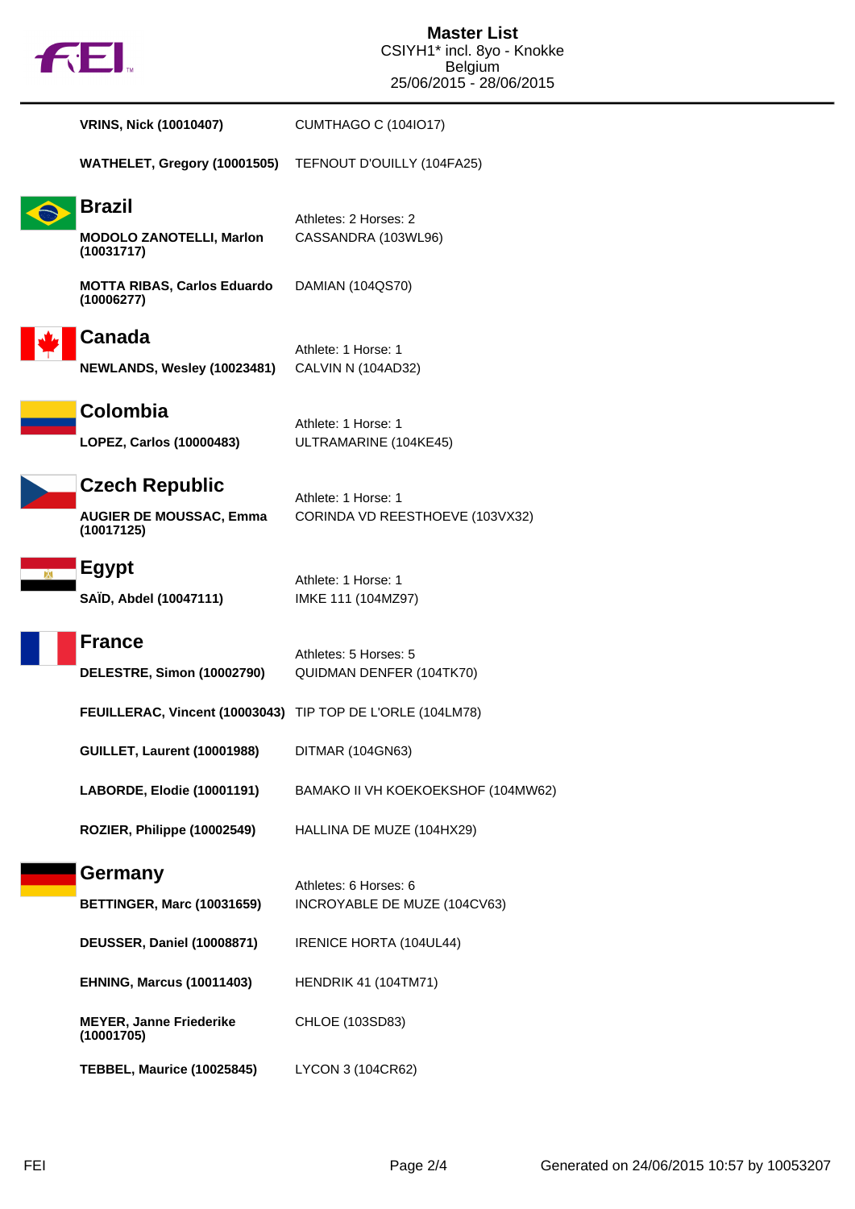# Master List
CSIYH1* incl. 8yo - Knokke
Belgium
25/06/2015 - 28/06/2015

| | |
|---|---|
| **VRINS, Nick (10010407)** | CUMTHAGO C (104IO17) |
| **WATHELET, Gregory (10001505)** | TEFNOUT D'OUILLY (104FA25) |

## Brazil

Athletes: 2 Horses: 2

| | |
|---|---|
| **MODOLO ZANOTELLI, Marlon (10031717)** | CASSANDRA (103WL96) |
| **MOTTA RIBAS, Carlos Eduardo (10006277)** | DAMIAN (104QS70) |

## Canada

Athlete: 1 Horse: 1

| | |
|---|---|
| **NEWLANDS, Wesley (10023481)** | CALVIN N (104AD32) |

## Colombia

Athlete: 1 Horse: 1

| | |
|---|---|
| **LOPEZ, Carlos (10000483)** | ULTRAMARINE (104KE45) |

## Czech Republic

Athlete: 1 Horse: 1

| | |
|---|---|
| **AUGIER DE MOUSSAC, Emma (10017125)** | CORINDA VD REESTHOEVE (103VX32) |

## Egypt

Athlete: 1 Horse: 1

| | |
|---|---|
| **SAÏD, Abdel (10047111)** | IMKE 111 (104MZ97) |

## France

Athletes: 5 Horses: 5

| | |
|---|---|
| **DELESTRE, Simon (10002790)** | QUIDMAN DENFER (104TK70) |
| **FEUILLERAC, Vincent (10003043)** | TIP TOP DE L'ORLE (104LM78) |
| **GUILLET, Laurent (10001988)** | DITMAR (104GN63) |
| **LABORDE, Elodie (10001191)** | BAMAKO II VH KOEKOEKSHOF (104MW62) |
| **ROZIER, Philippe (10002549)** | HALLINA DE MUZE (104HX29) |

## Germany

Athletes: 6 Horses: 6

| | |
|---|---|
| **BETTINGER, Marc (10031659)** | INCROYABLE DE MUZE (104CV63) |
| **DEUSSER, Daniel (10008871)** | IRENICE HORTA (104UL44) |
| **EHNING, Marcus (10011403)** | HENDRIK 41 (104TM71) |
| **MEYER, Janne Friederike (10001705)** | CHLOE (103SD83) |
| **TEBBEL, Maurice (10025845)** | LYCON 3 (104CR62) |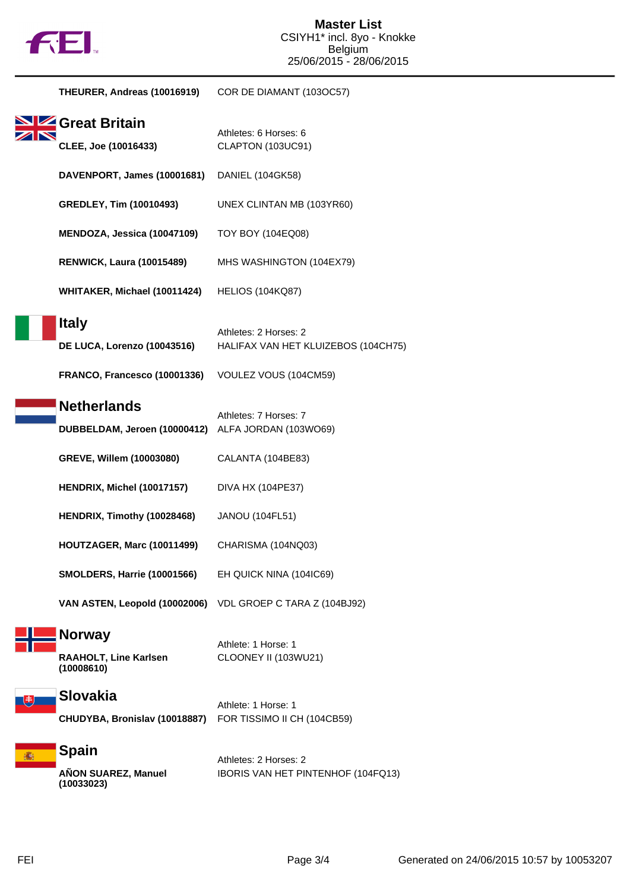# Master List
CSIYH1* incl. 8yo - Knokke
Belgium
25/06/2015 - 28/06/2015

| | |
|---|---|
| **THEURER, Andreas (10016919)** | COR DE DIAMANT (103OC57) |

## Great Britain

Athletes: 6 Horses: 6

| | |
|---|---|
| **CLEE, Joe (10016433)** | CLAPTON (103UC91) |
| **DAVENPORT, James (10001681)** | DANIEL (104GK58) |
| **GREDLEY, Tim (10010493)** | UNEX CLINTAN MB (103YR60) |
| **MENDOZA, Jessica (10047109)** | TOY BOY (104EQ08) |
| **RENWICK, Laura (10015489)** | MHS WASHINGTON (104EX79) |
| **WHITAKER, Michael (10011424)** | HELIOS (104KQ87) |

## Italy

Athletes: 2 Horses: 2

| | |
|---|---|
| **DE LUCA, Lorenzo (10043516)** | HALIFAX VAN HET KLUIZEBOS (104CH75) |
| **FRANCO, Francesco (10001336)** | VOULEZ VOUS (104CM59) |

## Netherlands

Athletes: 7 Horses: 7

| | |
|---|---|
| **DUBBELDAM, Jeroen (10000412)** | ALFA JORDAN (103WO69) |
| **GREVE, Willem (10003080)** | CALANTA (104BE83) |
| **HENDRIX, Michel (10017157)** | DIVA HX (104PE37) |
| **HENDRIX, Timothy (10028468)** | JANOU (104FL51) |
| **HOUTZAGER, Marc (10011499)** | CHARISMA (104NQ03) |
| **SMOLDERS, Harrie (10001566)** | EH QUICK NINA (104IC69) |
| **VAN ASTEN, Leopold (10002006)** | VDL GROEP C TARA Z (104BJ92) |

## Norway

Athlete: 1 Horse: 1

| | |
|---|---|
| **RAAHOLT, Line Karlsen (10008610)** | CLOONEY II (103WU21) |

## Slovakia

Athlete: 1 Horse: 1

| | |
|---|---|
| **CHUDYBA, Bronislav (10018887)** | FOR TISSIMO II CH (104CB59) |

## Spain

Athletes: 2 Horses: 2

| | |
|---|---|
| **AÑON SUAREZ, Manuel (10033023)** | IBORIS VAN HET PINTENHOF (104FQ13) |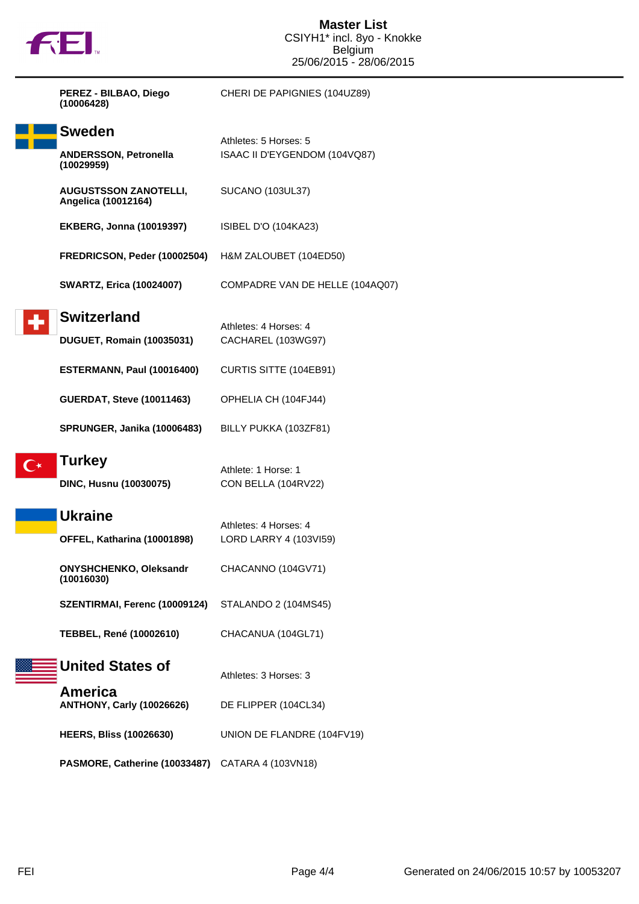| | |
|---|---|
| **PEREZ - BILBAO, Diego (10006428)** | CHERI DE PAPIGNIES (104UZ89) |

## Sweden

Athletes: 5 Horses: 5

| | |
|---|---|
| **ANDERSSON, Petronella (10029959)** | ISAAC II D'EYGENDOM (104VQ87) |
| **AUGUSTSSON ZANOTELLI, Angelica (10012164)** | SUCANO (103UL37) |
| **EKBERG, Jonna (10019397)** | ISIBEL D'O (104KA23) |
| **FREDRICSON, Peder (10002504)** | H&M ZALOUBET (104ED50) |
| **SWARTZ, Erica (10024007)** | COMPADRE VAN DE HELLE (104AQ07) |

## Switzerland

Athletes: 4 Horses: 4

| | |
|---|---|
| **DUGUET, Romain (10035031)** | CACHAREL (103WG97) |
| **ESTERMANN, Paul (10016400)** | CURTIS SITTE (104EB91) |
| **GUERDAT, Steve (10011463)** | OPHELIA CH (104FJ44) |
| **SPRUNGER, Janika (10006483)** | BILLY PUKKA (103ZF81) |

## Turkey

Athlete: 1 Horse: 1

| | |
|---|---|
| **DINC, Husnu (10030075)** | CON BELLA (104RV22) |

## Ukraine

Athletes: 4 Horses: 4

| | |
|---|---|
| **OFFEL, Katharina (10001898)** | LORD LARRY 4 (103VI59) |
| **ONYSHCHENKO, Oleksandr (10016030)** | CHACANNO (104GV71) |
| **SZENTIRMAI, Ferenc (10009124)** | STALANDO 2 (104MS45) |
| **TEBBEL, René (10002610)** | CHACANUA (104GL71) |

## United States of America

Athletes: 3 Horses: 3

| | |
|---|---|
| **ANTHONY, Carly (10026626)** | DE FLIPPER (104CL34) |
| **HEERS, Bliss (10026630)** | UNION DE FLANDRE (104FV19) |
| **PASMORE, Catherine (10033487)** | CATARA 4 (103VN18) |